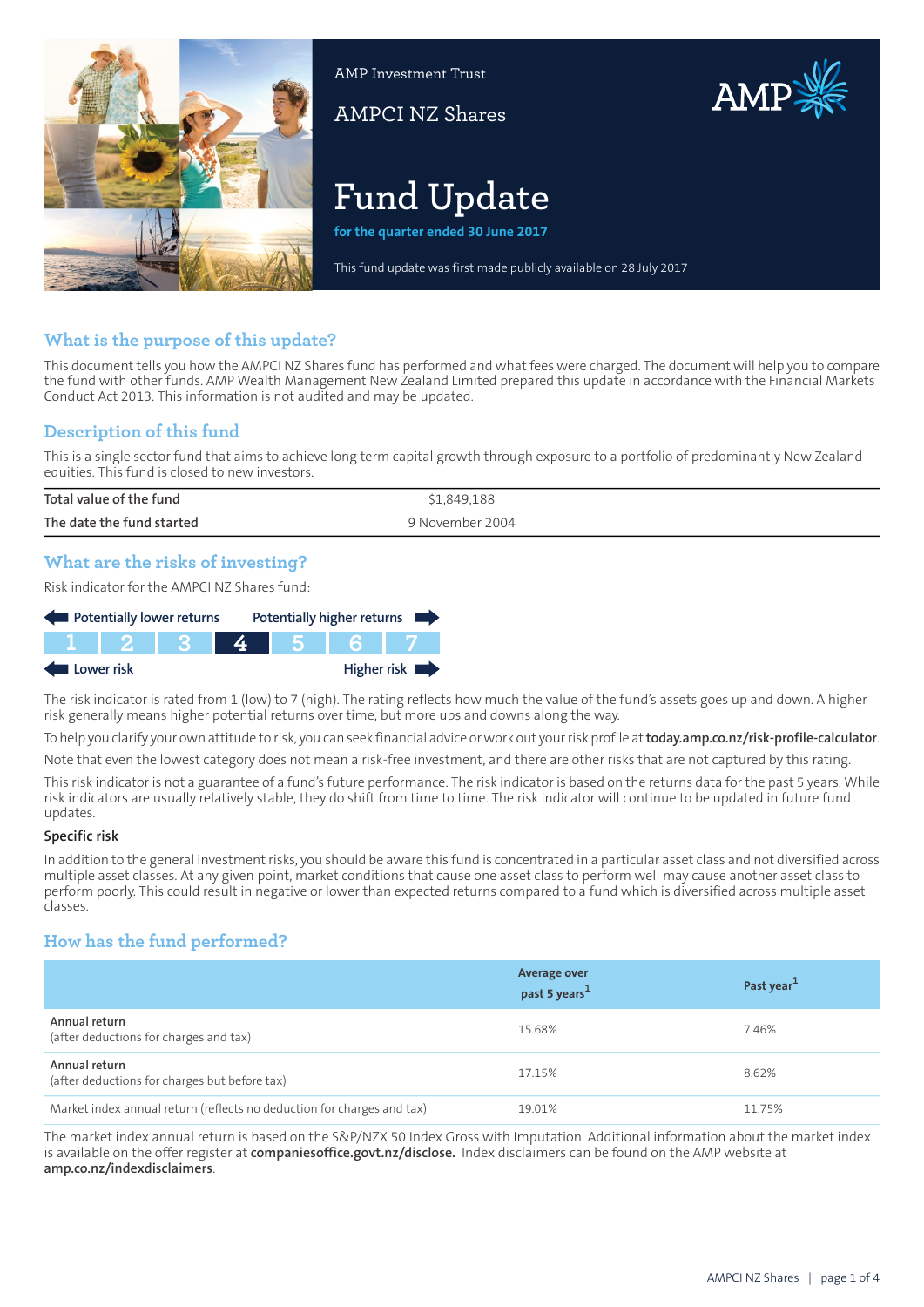AMP Investment Trust

AMPCI NZ Shares

# Fund Update

**for the quarter ended 30 June 2017**

This fund update was first made publicly available on 28 July 2017

## What is the purpose of this update?

This document tells you how the AMPCI NZ Shares fund has performed and what fees were charged. The document will help you to compare the fund with other funds. AMP Wealth Management New Zealand Limited prepared this update in accordance with the Financial Markets Conduct Act 2013. This information is not audited and may be updated.

## Description of this fund

This is a single sector fund that aims to achieve long term capital growth through exposure to a portfolio of predominantly New Zealand equities. This fund is closed to new investors.

| | |
|---|---|
| Total value of the fund | $1,849,188 |
| The date the fund started | 9 November 2004 |

## What are the risks of investing?

Risk indicator for the AMPCI NZ Shares fund:

Potentially lower returns ← → Potentially higher returns

| 1 | 2 | 3 | **4** | 5 | 6 | 7 |
|---|---|---|---|---|---|---|

Lower risk ← → Higher risk

The risk indicator is rated from 1 (low) to 7 (high). The rating reflects how much the value of the fund's assets goes up and down. A higher risk generally means higher potential returns over time, but more ups and downs along the way.

To help you clarify your own attitude to risk, you can seek financial advice or work out your risk profile at **today.amp.co.nz/risk-profile-calculator**.

Note that even the lowest category does not mean a risk-free investment, and there are other risks that are not captured by this rating.

This risk indicator is not a guarantee of a fund's future performance. The risk indicator is based on the returns data for the past 5 years. While risk indicators are usually relatively stable, they do shift from time to time. The risk indicator will continue to be updated in future fund updates.

### Specific risk

In addition to the general investment risks, you should be aware this fund is concentrated in a particular asset class and not diversified across multiple asset classes. At any given point, market conditions that cause one asset class to perform well may cause another asset class to perform poorly. This could result in negative or lower than expected returns compared to a fund which is diversified across multiple asset classes.

## How has the fund performed?

| | Average over past 5 years[1] | Past year[1] |
|---|---|---|
| Annual return (after deductions for charges and tax) | 15.68% | 7.46% |
| Annual return (after deductions for charges but before tax) | 17.15% | 8.62% |
| Market index annual return (reflects no deduction for charges and tax) | 19.01% | 11.75% |

The market index annual return is based on the S&P/NZX 50 Index Gross with Imputation. Additional information about the market index is available on the offer register at **companiesoffice.govt.nz/disclose.** Index disclaimers can be found on the AMP website at **amp.co.nz/indexdisclaimers**.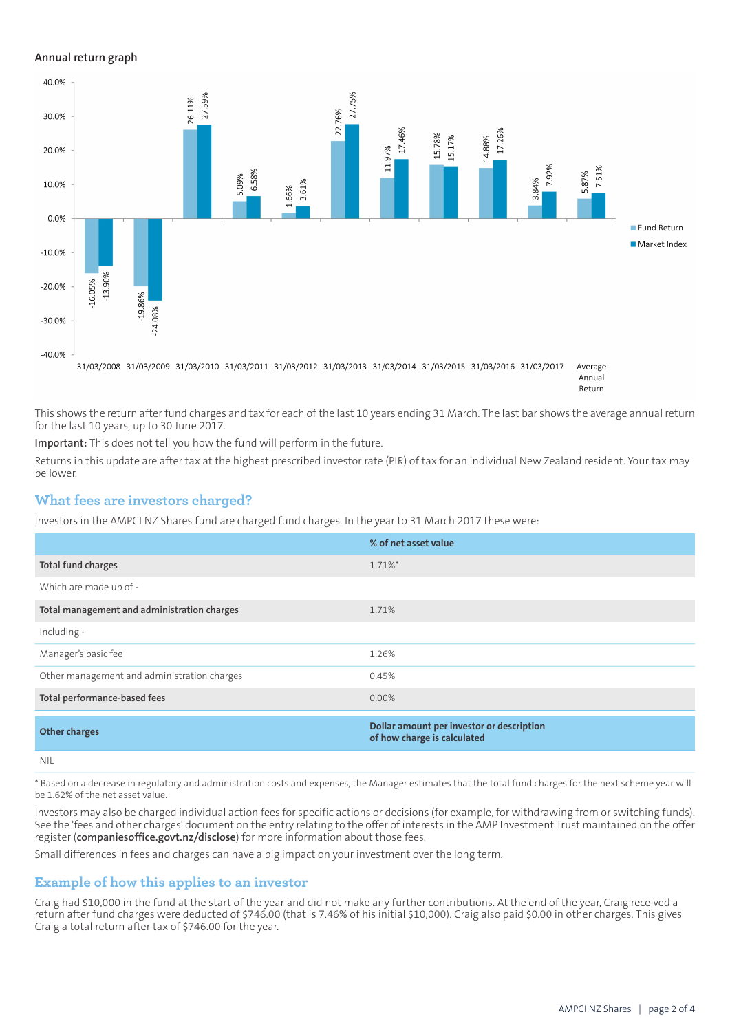### Annual return graph

| Year | Fund Return | Market Index |
|---|---|---|
| 31/03/2008 | -16.05% | -13.90% |
| 31/03/2009 | -19.86% | -24.08% |
| 31/03/2010 | 26.11% | 27.59% |
| 31/03/2011 | 5.09% | 6.58% |
| 31/03/2012 | 1.66% | 3.61% |
| 31/03/2013 | 22.76% | 27.75% |
| 31/03/2014 | 11.97% | 17.46% |
| 31/03/2015 | 15.78% | 15.17% |
| 31/03/2016 | 14.88% | 17.26% |
| 31/03/2017 | 3.84% | 7.92% |
| Average Annual Return | 5.87% | 7.51% |

This shows the return after fund charges and tax for each of the last 10 years ending 31 March. The last bar shows the average annual return for the last 10 years, up to 30 June 2017.

**Important:** This does not tell you how the fund will perform in the future.

Returns in this update are after tax at the highest prescribed investor rate (PIR) of tax for an individual New Zealand resident. Your tax may be lower.

## What fees are investors charged?

Investors in the AMPCI NZ Shares fund are charged fund charges. In the year to 31 March 2017 these were:

| | % of net asset value |
|---|---|
| **Total fund charges** | 1.71%* |
| Which are made up of - | |
| **Total management and administration charges** | 1.71% |
| Including - | |
| Manager's basic fee | 1.26% |
| Other management and administration charges | 0.45% |
| **Total performance-based fees** | 0.00% |

| **Other charges** | **Dollar amount per investor or description of how charge is calculated** |
|---|---|
| NIL | |

* Based on a decrease in regulatory and administration costs and expenses, the Manager estimates that the total fund charges for the next scheme year will be 1.62% of the net asset value.

Investors may also be charged individual action fees for specific actions or decisions (for example, for withdrawing from or switching funds). See the 'fees and other charges' document on the entry relating to the offer of interests in the AMP Investment Trust maintained on the offer register (**companiesoffice.govt.nz/disclose**) for more information about those fees.

Small differences in fees and charges can have a big impact on your investment over the long term.

## Example of how this applies to an investor

Craig had $10,000 in the fund at the start of the year and did not make any further contributions. At the end of the year, Craig received a return after fund charges were deducted of $746.00 (that is 7.46% of his initial $10,000). Craig also paid $0.00 in other charges. This gives Craig a total return after tax of $746.00 for the year.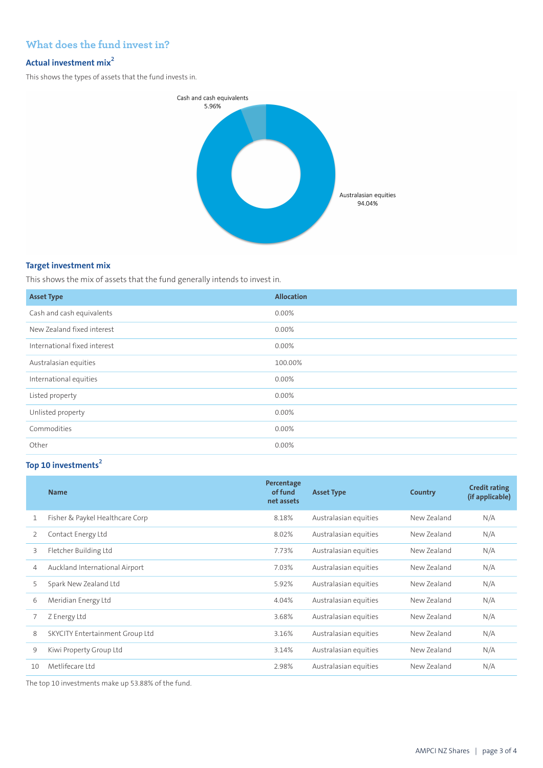## What does the fund invest in?

### Actual investment mix[2]

This shows the types of assets that the fund invests in.

Cash and cash equivalents
5.96%

Australasian equities
94.04%

### Target investment mix

This shows the mix of assets that the fund generally intends to invest in.

| Asset Type | Allocation |
|---|---|
| Cash and cash equivalents | 0.00% |
| New Zealand fixed interest | 0.00% |
| International fixed interest | 0.00% |
| Australasian equities | 100.00% |
| International equities | 0.00% |
| Listed property | 0.00% |
| Unlisted property | 0.00% |
| Commodities | 0.00% |
| Other | 0.00% |

### Top 10 investments[2]

| | Name | Percentage of fund net assets | Asset Type | Country | Credit rating (if applicable) |
|---|---|---|---|---|---|
| 1 | Fisher & Paykel Healthcare Corp | 8.18% | Australasian equities | New Zealand | N/A |
| 2 | Contact Energy Ltd | 8.02% | Australasian equities | New Zealand | N/A |
| 3 | Fletcher Building Ltd | 7.73% | Australasian equities | New Zealand | N/A |
| 4 | Auckland International Airport | 7.03% | Australasian equities | New Zealand | N/A |
| 5 | Spark New Zealand Ltd | 5.92% | Australasian equities | New Zealand | N/A |
| 6 | Meridian Energy Ltd | 4.04% | Australasian equities | New Zealand | N/A |
| 7 | Z Energy Ltd | 3.68% | Australasian equities | New Zealand | N/A |
| 8 | SKYCITY Entertainment Group Ltd | 3.16% | Australasian equities | New Zealand | N/A |
| 9 | Kiwi Property Group Ltd | 3.14% | Australasian equities | New Zealand | N/A |
| 10 | Metlifecare Ltd | 2.98% | Australasian equities | New Zealand | N/A |

The top 10 investments make up 53.88% of the fund.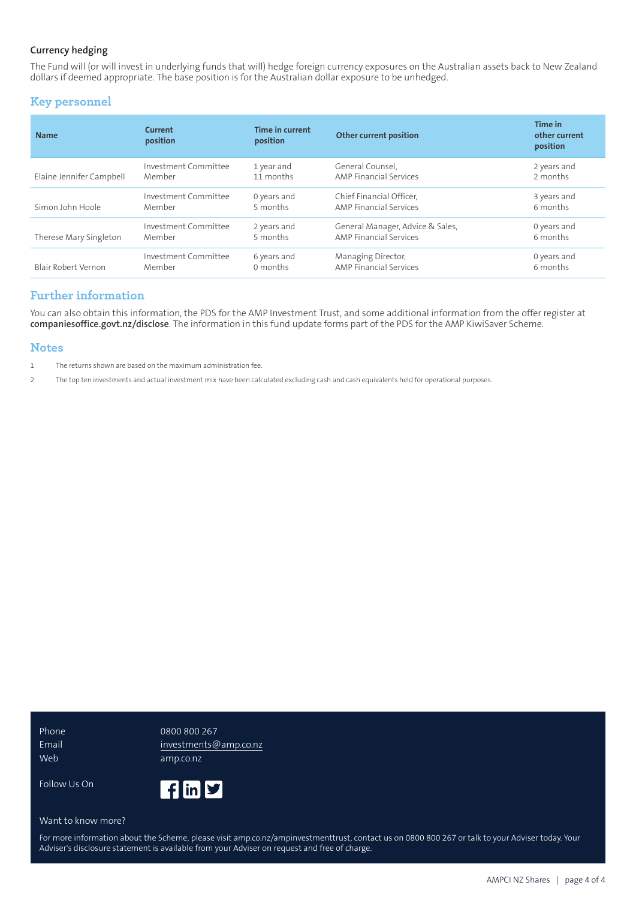**Currency hedging**

The Fund will (or will invest in underlying funds that will) hedge foreign currency exposures on the Australian assets back to New Zealand dollars if deemed appropriate. The base position is for the Australian dollar exposure to be unhedged.

## Key personnel

| Name | Current position | Time in current position | Other current position | Time in other current position |
|---|---|---|---|---|
| Elaine Jennifer Campbell | Investment Committee Member | 1 year and 11 months | General Counsel, AMP Financial Services | 2 years and 2 months |
| Simon John Hoole | Investment Committee Member | 0 years and 5 months | Chief Financial Officer, AMP Financial Services | 3 years and 6 months |
| Therese Mary Singleton | Investment Committee Member | 2 years and 5 months | General Manager, Advice & Sales, AMP Financial Services | 0 years and 6 months |
| Blair Robert Vernon | Investment Committee Member | 6 years and 0 months | Managing Director, AMP Financial Services | 0 years and 6 months |

## Further information

You can also obtain this information, the PDS for the AMP Investment Trust, and some additional information from the offer register at **companiesoffice.govt.nz/disclose**. The information in this fund update forms part of the PDS for the AMP KiwiSaver Scheme.

## Notes

1 The returns shown are based on the maximum administration fee.

2 The top ten investments and actual investment mix have been calculated excluding cash and cash equivalents held for operational purposes.

Phone 0800 800 267
Email investments@amp.co.nz
Web amp.co.nz

Follow Us On

Want to know more?

For more information about the Scheme, please visit amp.co.nz/ampinvestmenttrust, contact us on 0800 800 267 or talk to your Adviser today. Your Adviser's disclosure statement is available from your Adviser on request and free of charge.